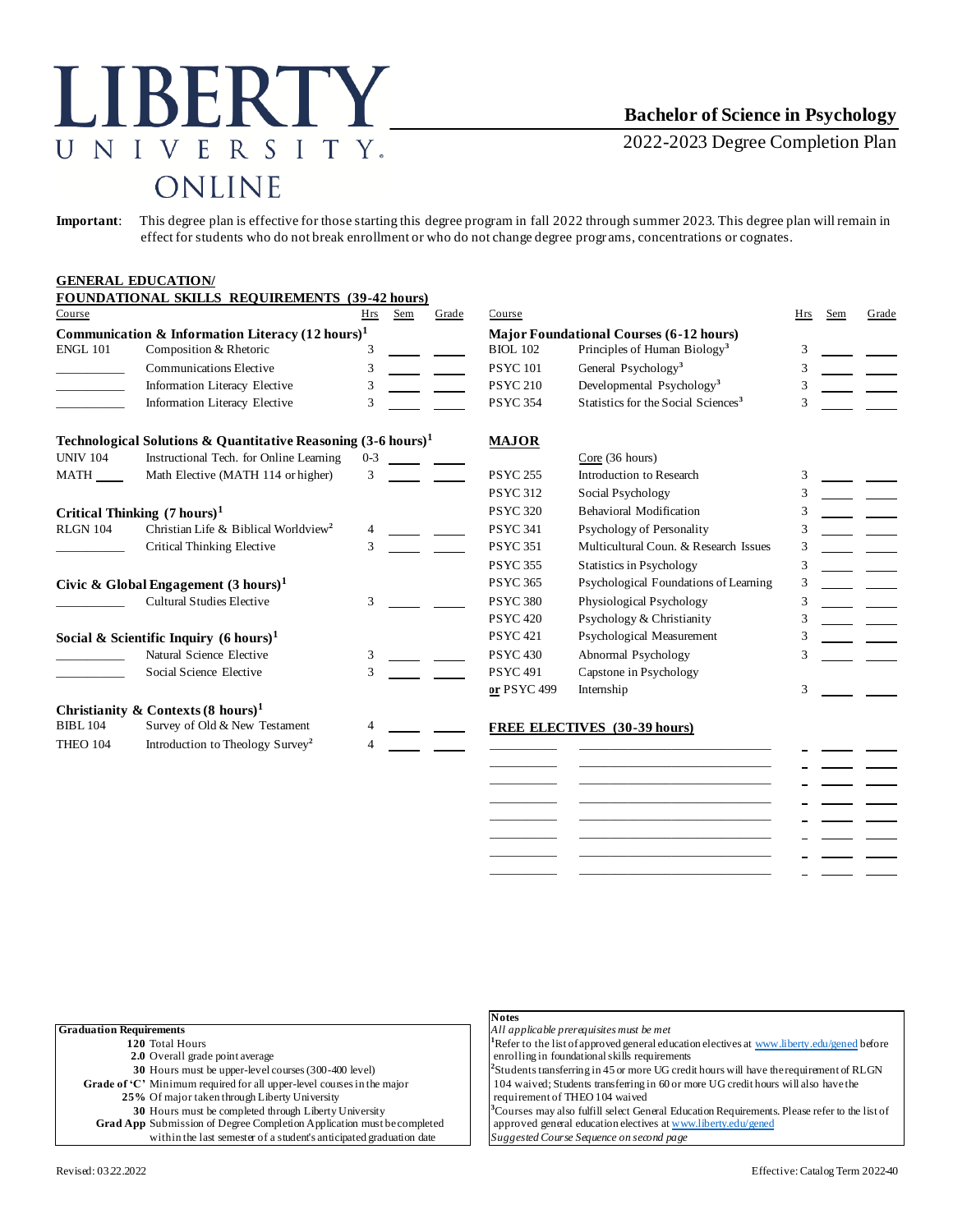# LIBERTY UNIVERSITY ONLINE

## Bachelor of Science in Psychology

2022-2023 Degree Completion Plan

**Important**: This degree plan is effective for those starting this degree program in fall 2022 through summer 2023. This degree plan will remain in effect for students who do not break enrollment or who do not change degree programs, concentrations or cognates.

### GENERAL EDUCATION/ FOUNDATIONAL SKILLS REQUIREMENTS (39-42 hours)

| Course | | Hrs | Sem | Grade |
|---|---|---|---|---|
| **Communication & Information Literacy (12 hours)[1]** | | | | |
| ENGL 101 | Composition & Rhetoric | 3 | | |
| | Communications Elective | 3 | | |
| | Information Literacy Elective | 3 | | |
| | Information Literacy Elective | 3 | | |
| **Technological Solutions & Quantitative Reasoning (3-6 hours)[1]** | | | | |
| UNIV 104 | Instructional Tech. for Online Learning | 0-3 | | |
| MATH ____ | Math Elective (MATH 114 or higher) | 3 | | |
| **Critical Thinking (7 hours)[1]** | | | | |
| RLGN 104 | Christian Life & Biblical Worldview[2] | 4 | | |
| | Critical Thinking Elective | 3 | | |
| **Civic & Global Engagement (3 hours)[1]** | | | | |
| | Cultural Studies Elective | 3 | | |
| **Social & Scientific Inquiry (6 hours)[1]** | | | | |
| | Natural Science Elective | 3 | | |
| | Social Science Elective | 3 | | |
| **Christianity & Contexts (8 hours)[1]** | | | | |
| BIBL 104 | Survey of Old & New Testament | 4 | | |
| THEO 104 | Introduction to Theology Survey[2] | 4 | | |

| Course | | Hrs | Sem | Grade |
|---|---|---|---|---|
| **Major Foundational Courses (6-12 hours)** | | | | |
| BIOL 102 | Principles of Human Biology[3] | 3 | | |
| PSYC 101 | General Psychology[3] | 3 | | |
| PSYC 210 | Developmental Psychology[3] | 3 | | |
| PSYC 354 | Statistics for the Social Sciences[3] | 3 | | |
| **MAJOR** | | | | |
| | Core (36 hours) | | | |
| PSYC 255 | Introduction to Research | 3 | | |
| PSYC 312 | Social Psychology | 3 | | |
| PSYC 320 | Behavioral Modification | 3 | | |
| PSYC 341 | Psychology of Personality | 3 | | |
| PSYC 351 | Multicultural Coun. & Research Issues | 3 | | |
| PSYC 355 | Statistics in Psychology | 3 | | |
| PSYC 365 | Psychological Foundations of Learning | 3 | | |
| PSYC 380 | Physiological Psychology | 3 | | |
| PSYC 420 | Psychology & Christianity | 3 | | |
| PSYC 421 | Psychological Measurement | 3 | | |
| PSYC 430 | Abnormal Psychology | 3 | | |
| PSYC 491 | Capstone in Psychology | | | |
| **or** PSYC 499 | Internship | 3 | | |
| **FREE ELECTIVES (30-39 hours)** | | | | |
| | | | | |
| | | | | |
| | | | | |
| | | | | |
| | | | | |
| | | | | |
| | | | | |

**Graduation Requirements**

- **120** Total Hours
- **2.0** Overall grade point average
- **30** Hours must be upper-level courses (300-400 level)
- **Grade of 'C'** Minimum required for all upper-level courses in the major
- **25%** Of major taken through Liberty University
- **30** Hours must be completed through Liberty University
- **Grad App** Submission of Degree Completion Application must be completed within the last semester of a student's anticipated graduation date

**Notes**

*All applicable prerequisites must be met*

[1]Refer to the list of approved general education electives at www.liberty.edu/gened before enrolling in foundational skills requirements

[2]Students transferring in 45 or more UG credit hours will have the requirement of RLGN 104 waived; Students transferring in 60 or more UG credit hours will also have the requirement of THEO 104 waived

[3]Courses may also fulfill select General Education Requirements. Please refer to the list of approved general education electives at www.liberty.edu/gened

*Suggested Course Sequence on second page*

Revised: 03.22.2022 Effective: Catalog Term 202240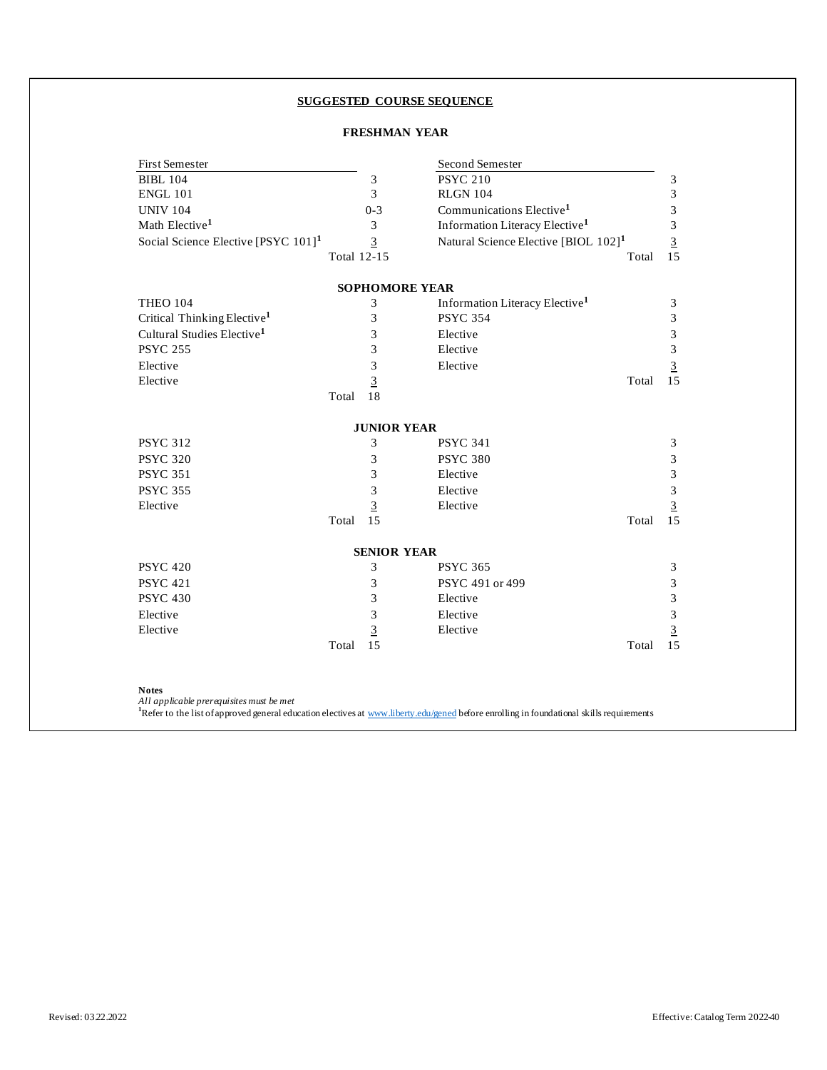## SUGGESTED COURSE SEQUENCE

### FRESHMAN YEAR

| First Semester | | Second Semester | |
|---|---|---|---|
| BIBL 104 | 3 | PSYC 210 | 3 |
| ENGL 101 | 3 | RLGN 104 | 3 |
| UNIV 104 | 0-3 | Communications Elective[1] | 3 |
| Math Elective[1] | 3 | Information Literacy Elective[1] | 3 |
| Social Science Elective [PSYC 101][1] | 3 | Natural Science Elective [BIOL 102][1] | 3 |
| Total | 12-15 | Total | 15 |

### SOPHOMORE YEAR

| | | | |
|---|---|---|---|
| THEO 104 | 3 | Information Literacy Elective[1] | 3 |
| Critical Thinking Elective[1] | 3 | PSYC 354 | 3 |
| Cultural Studies Elective[1] | 3 | Elective | 3 |
| PSYC 255 | 3 | Elective | 3 |
| Elective | 3 | Elective | 3 |
| Elective | 3 | Total | 15 |
| Total | 18 | | |

### JUNIOR YEAR

| | | | |
|---|---|---|---|
| PSYC 312 | 3 | PSYC 341 | 3 |
| PSYC 320 | 3 | PSYC 380 | 3 |
| PSYC 351 | 3 | Elective | 3 |
| PSYC 355 | 3 | Elective | 3 |
| Elective | 3 | Elective | 3 |
| Total | 15 | Total | 15 |

### SENIOR YEAR

| | | | |
|---|---|---|---|
| PSYC 420 | 3 | PSYC 365 | 3 |
| PSYC 421 | 3 | PSYC 491 or 499 | 3 |
| PSYC 430 | 3 | Elective | 3 |
| Elective | 3 | Elective | 3 |
| Elective | 3 | Elective | 3 |
| Total | 15 | Total | 15 |

**Notes**

*All applicable prerequisites must be met*

[1]Refer to the list of approved general education electives at www.liberty.edu/gened before enrolling in foundational skills requirements

Revised: 03.22.2022

Effective: Catalog Term 2022-40